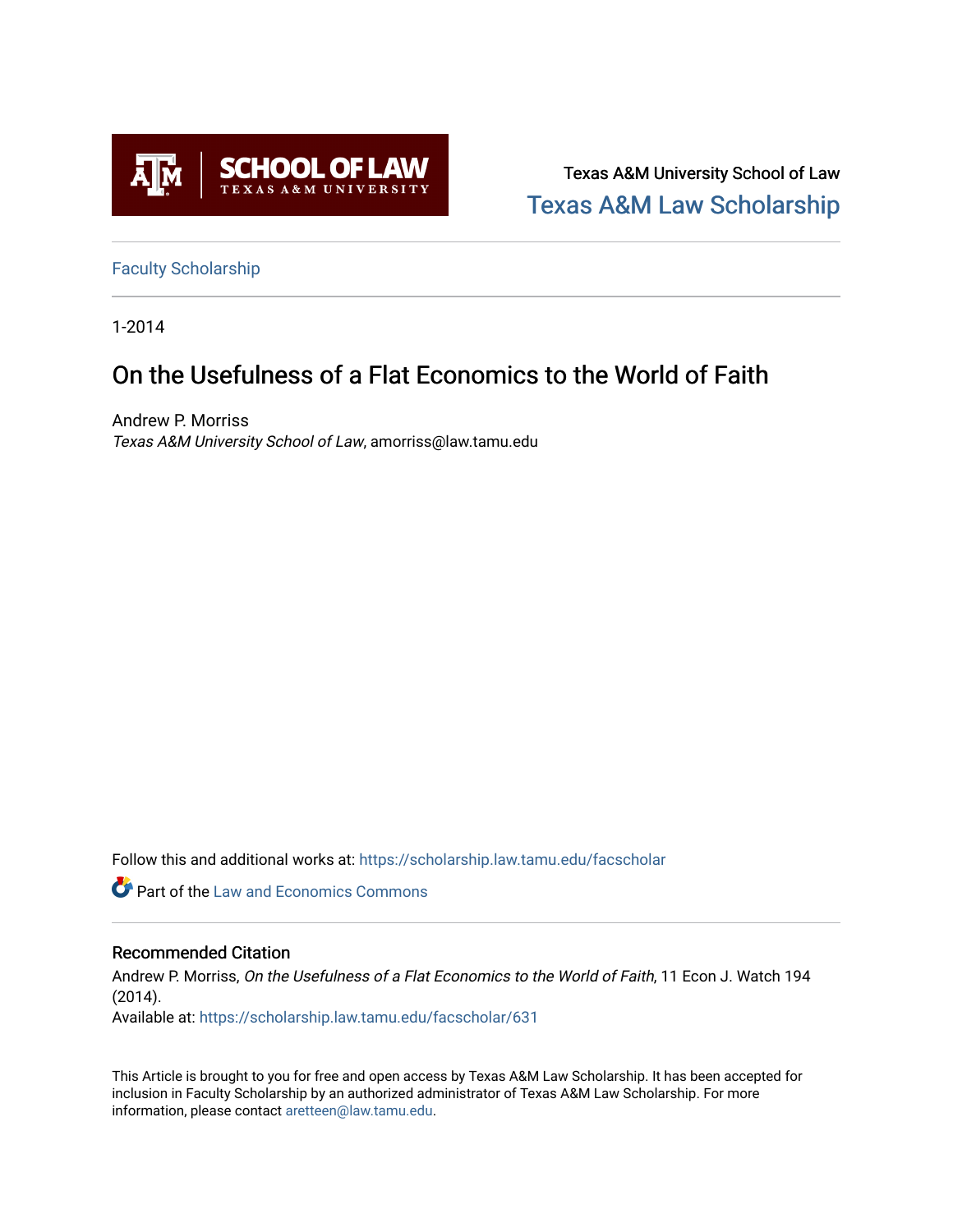Texas A&M University School of Law

Texas A&M Law Scholarship

Faculty Scholarship

1-2014

# On the Usefulness of a Flat Economics to the World of Faith

Andrew P. Morriss

*Texas A&M University School of Law*, amorriss@law.tamu.edu

Follow this and additional works at: https://scholarship.law.tamu.edu/facscholar

Part of the Law and Economics Commons

## Recommended Citation

Andrew P. Morriss, *On the Usefulness of a Flat Economics to the World of Faith*, 11 Econ J. Watch 194 (2014).

Available at: https://scholarship.law.tamu.edu/facscholar/631

This Article is brought to you for free and open access by Texas A&M Law Scholarship. It has been accepted for inclusion in Faculty Scholarship by an authorized administrator of Texas A&M Law Scholarship. For more information, please contact aretteen@law.tamu.edu.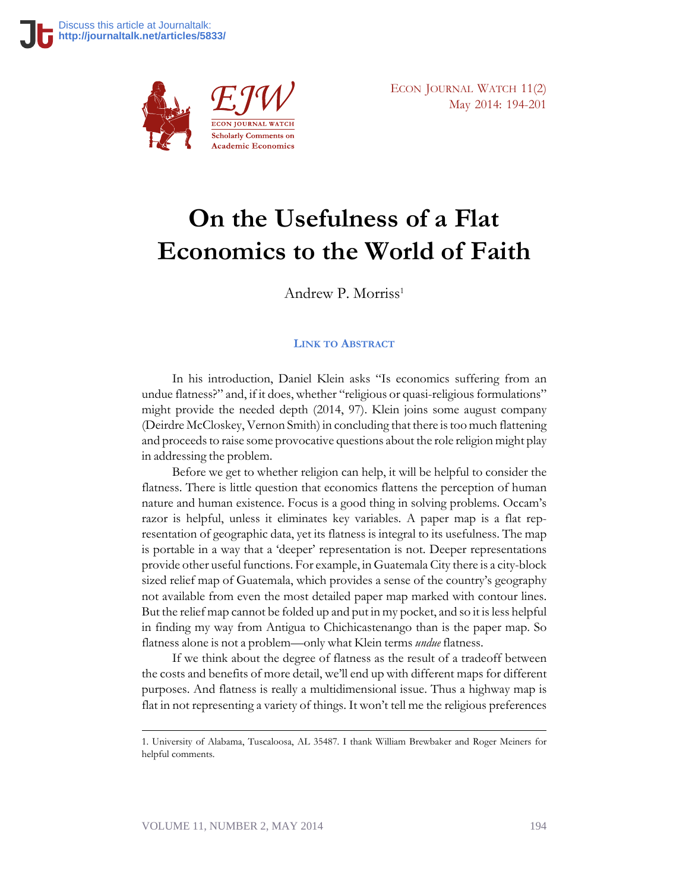Discuss this article at Journaltalk: http://journaltalk.net/articles/5833/

# On the Usefulness of a Flat Economics to the World of Faith

Andrew P. Morriss[1]

LINK TO ABSTRACT

In his introduction, Daniel Klein asks "Is economics suffering from an undue flatness?" and, if it does, whether "religious or quasi-religious formulations" might provide the needed depth (2014, 97). Klein joins some august company (Deirdre McCloskey, Vernon Smith) in concluding that there is too much flattening and proceeds to raise some provocative questions about the role religion might play in addressing the problem.

Before we get to whether religion can help, it will be helpful to consider the flatness. There is little question that economics flattens the perception of human nature and human existence. Focus is a good thing in solving problems. Occam's razor is helpful, unless it eliminates key variables. A paper map is a flat representation of geographic data, yet its flatness is integral to its usefulness. The map is portable in a way that a 'deeper' representation is not. Deeper representations provide other useful functions. For example, in Guatemala City there is a city-block sized relief map of Guatemala, which provides a sense of the country's geography not available from even the most detailed paper map marked with contour lines. But the relief map cannot be folded up and put in my pocket, and so it is less helpful in finding my way from Antigua to Chichicastenango than is the paper map. So flatness alone is not a problem—only what Klein terms *undue* flatness.

If we think about the degree of flatness as the result of a tradeoff between the costs and benefits of more detail, we'll end up with different maps for different purposes. And flatness is really a multidimensional issue. Thus a highway map is flat in not representing a variety of things. It won't tell me the religious preferences

1. University of Alabama, Tuscaloosa, AL 35487. I thank William Brewbaker and Roger Meiners for helpful comments.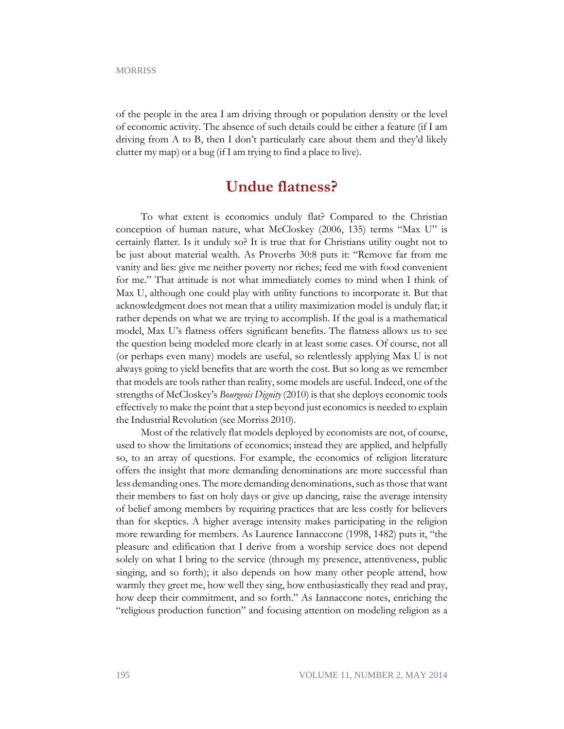of the people in the area I am driving through or population density or the level of economic activity. The absence of such details could be either a feature (if I am driving from A to B, then I don't particularly care about them and they'd likely clutter my map) or a bug (if I am trying to find a place to live).

## Undue flatness?

To what extent is economics unduly flat? Compared to the Christian conception of human nature, what McCloskey (2006, 135) terms "Max U" is certainly flatter. Is it unduly so? It is true that for Christians utility ought not to be just about material wealth. As Proverbs 30:8 puts it: "Remove far from me vanity and lies: give me neither poverty nor riches; feed me with food convenient for me." That attitude is not what immediately comes to mind when I think of Max U, although one could play with utility functions to incorporate it. But that acknowledgment does not mean that a utility maximization model is unduly flat; it rather depends on what we are trying to accomplish. If the goal is a mathematical model, Max U's flatness offers significant benefits. The flatness allows us to see the question being modeled more clearly in at least some cases. Of course, not all (or perhaps even many) models are useful, so relentlessly applying Max U is not always going to yield benefits that are worth the cost. But so long as we remember that models are tools rather than reality, some models are useful. Indeed, one of the strengths of McCloskey's *Bourgeois Dignity* (2010) is that she deploys economic tools effectively to make the point that a step beyond just economics is needed to explain the Industrial Revolution (see Morriss 2010).

Most of the relatively flat models deployed by economists are not, of course, used to show the limitations of economics; instead they are applied, and helpfully so, to an array of questions. For example, the economics of religion literature offers the insight that more demanding denominations are more successful than less demanding ones. The more demanding denominations, such as those that want their members to fast on holy days or give up dancing, raise the average intensity of belief among members by requiring practices that are less costly for believers than for skeptics. A higher average intensity makes participating in the religion more rewarding for members. As Laurence Iannaccone (1998, 1482) puts it, "the pleasure and edification that I derive from a worship service does not depend solely on what I bring to the service (through my presence, attentiveness, public singing, and so forth); it also depends on how many other people attend, how warmly they greet me, how well they sing, how enthusiastically they read and pray, how deep their commitment, and so forth." As Iannaccone notes, enriching the "religious production function" and focusing attention on modeling religion as a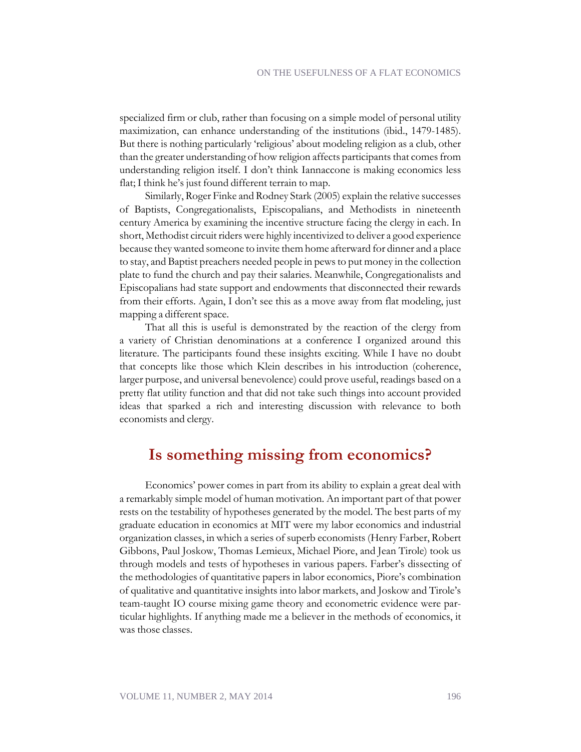specialized firm or club, rather than focusing on a simple model of personal utility maximization, can enhance understanding of the institutions (ibid., 1479-1485). But there is nothing particularly 'religious' about modeling religion as a club, other than the greater understanding of how religion affects participants that comes from understanding religion itself. I don't think Iannaccone is making economics less flat; I think he's just found different terrain to map.

Similarly, Roger Finke and Rodney Stark (2005) explain the relative successes of Baptists, Congregationalists, Episcopalians, and Methodists in nineteenth century America by examining the incentive structure facing the clergy in each. In short, Methodist circuit riders were highly incentivized to deliver a good experience because they wanted someone to invite them home afterward for dinner and a place to stay, and Baptist preachers needed people in pews to put money in the collection plate to fund the church and pay their salaries. Meanwhile, Congregationalists and Episcopalians had state support and endowments that disconnected their rewards from their efforts. Again, I don't see this as a move away from flat modeling, just mapping a different space.

That all this is useful is demonstrated by the reaction of the clergy from a variety of Christian denominations at a conference I organized around this literature. The participants found these insights exciting. While I have no doubt that concepts like those which Klein describes in his introduction (coherence, larger purpose, and universal benevolence) could prove useful, readings based on a pretty flat utility function and that did not take such things into account provided ideas that sparked a rich and interesting discussion with relevance to both economists and clergy.

## Is something missing from economics?

Economics' power comes in part from its ability to explain a great deal with a remarkably simple model of human motivation. An important part of that power rests on the testability of hypotheses generated by the model. The best parts of my graduate education in economics at MIT were my labor economics and industrial organization classes, in which a series of superb economists (Henry Farber, Robert Gibbons, Paul Joskow, Thomas Lemieux, Michael Piore, and Jean Tirole) took us through models and tests of hypotheses in various papers. Farber's dissecting of the methodologies of quantitative papers in labor economics, Piore's combination of qualitative and quantitative insights into labor markets, and Joskow and Tirole's team-taught IO course mixing game theory and econometric evidence were particular highlights. If anything made me a believer in the methods of economics, it was those classes.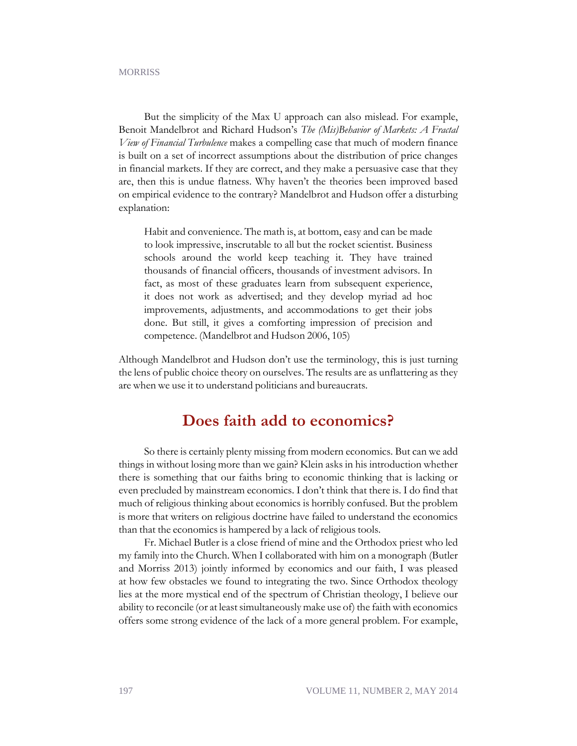But the simplicity of the Max U approach can also mislead. For example, Benoit Mandelbrot and Richard Hudson's *The (Mis)Behavior of Markets: A Fractal View of Financial Turbulence* makes a compelling case that much of modern finance is built on a set of incorrect assumptions about the distribution of price changes in financial markets. If they are correct, and they make a persuasive case that they are, then this is undue flatness. Why haven't the theories been improved based on empirical evidence to the contrary? Mandelbrot and Hudson offer a disturbing explanation:

> Habit and convenience. The math is, at bottom, easy and can be made to look impressive, inscrutable to all but the rocket scientist. Business schools around the world keep teaching it. They have trained thousands of financial officers, thousands of investment advisors. In fact, as most of these graduates learn from subsequent experience, it does not work as advertised; and they develop myriad ad hoc improvements, adjustments, and accommodations to get their jobs done. But still, it gives a comforting impression of precision and competence. (Mandelbrot and Hudson 2006, 105)

Although Mandelbrot and Hudson don't use the terminology, this is just turning the lens of public choice theory on ourselves. The results are as unflattering as they are when we use it to understand politicians and bureaucrats.

## Does faith add to economics?

So there is certainly plenty missing from modern economics. But can we add things in without losing more than we gain? Klein asks in his introduction whether there is something that our faiths bring to economic thinking that is lacking or even precluded by mainstream economics. I don't think that there is. I do find that much of religious thinking about economics is horribly confused. But the problem is more that writers on religious doctrine have failed to understand the economics than that the economics is hampered by a lack of religious tools.

Fr. Michael Butler is a close friend of mine and the Orthodox priest who led my family into the Church. When I collaborated with him on a monograph (Butler and Morriss 2013) jointly informed by economics and our faith, I was pleased at how few obstacles we found to integrating the two. Since Orthodox theology lies at the more mystical end of the spectrum of Christian theology, I believe our ability to reconcile (or at least simultaneously make use of) the faith with economics offers some strong evidence of the lack of a more general problem. For example,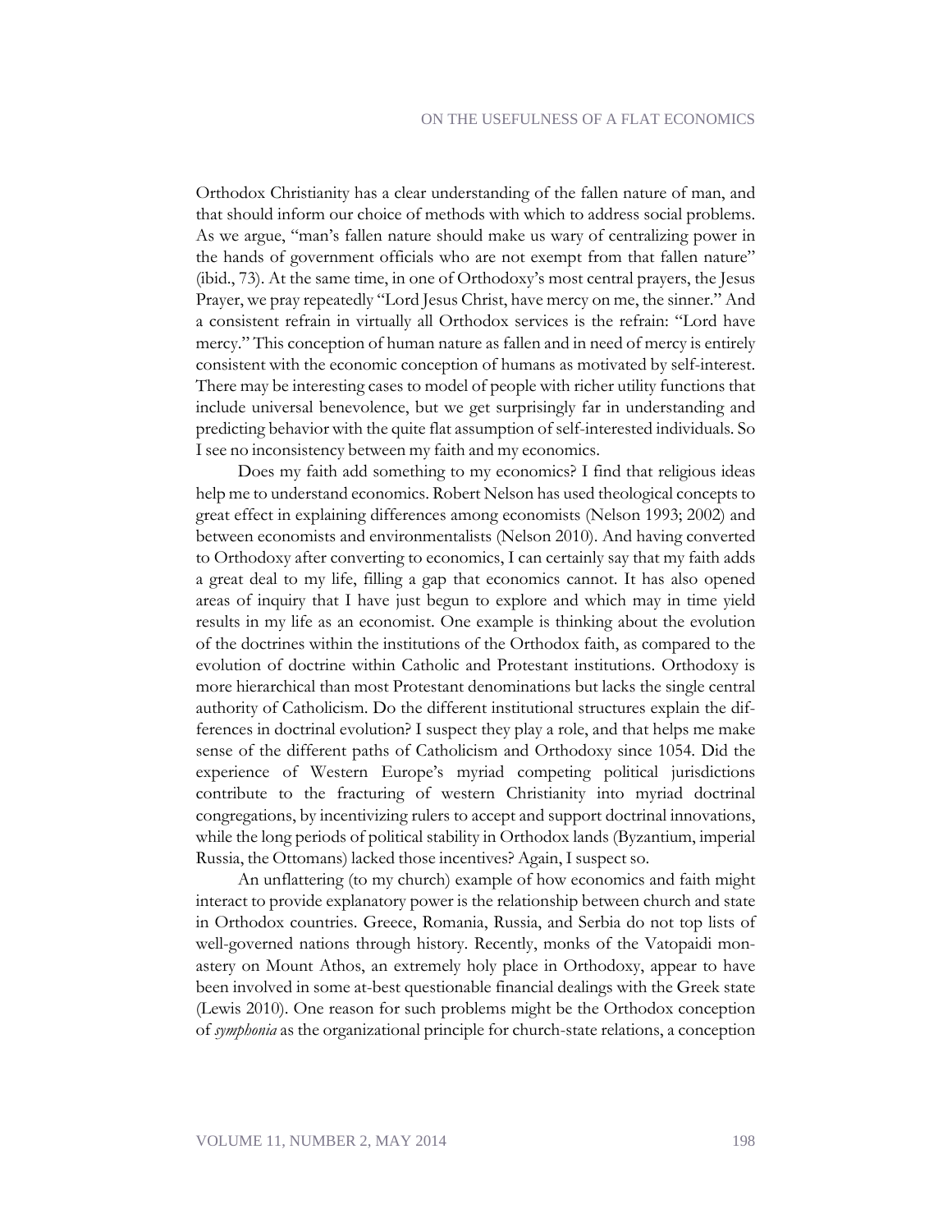Orthodox Christianity has a clear understanding of the fallen nature of man, and that should inform our choice of methods with which to address social problems. As we argue, "man's fallen nature should make us wary of centralizing power in the hands of government officials who are not exempt from that fallen nature" (ibid., 73). At the same time, in one of Orthodoxy's most central prayers, the Jesus Prayer, we pray repeatedly "Lord Jesus Christ, have mercy on me, the sinner." And a consistent refrain in virtually all Orthodox services is the refrain: "Lord have mercy." This conception of human nature as fallen and in need of mercy is entirely consistent with the economic conception of humans as motivated by self-interest. There may be interesting cases to model of people with richer utility functions that include universal benevolence, but we get surprisingly far in understanding and predicting behavior with the quite flat assumption of self-interested individuals. So I see no inconsistency between my faith and my economics.

Does my faith add something to my economics? I find that religious ideas help me to understand economics. Robert Nelson has used theological concepts to great effect in explaining differences among economists (Nelson 1993; 2002) and between economists and environmentalists (Nelson 2010). And having converted to Orthodoxy after converting to economics, I can certainly say that my faith adds a great deal to my life, filling a gap that economics cannot. It has also opened areas of inquiry that I have just begun to explore and which may in time yield results in my life as an economist. One example is thinking about the evolution of the doctrines within the institutions of the Orthodox faith, as compared to the evolution of doctrine within Catholic and Protestant institutions. Orthodoxy is more hierarchical than most Protestant denominations but lacks the single central authority of Catholicism. Do the different institutional structures explain the differences in doctrinal evolution? I suspect they play a role, and that helps me make sense of the different paths of Catholicism and Orthodoxy since 1054. Did the experience of Western Europe's myriad competing political jurisdictions contribute to the fracturing of western Christianity into myriad doctrinal congregations, by incentivizing rulers to accept and support doctrinal innovations, while the long periods of political stability in Orthodox lands (Byzantium, imperial Russia, the Ottomans) lacked those incentives? Again, I suspect so.

An unflattering (to my church) example of how economics and faith might interact to provide explanatory power is the relationship between church and state in Orthodox countries. Greece, Romania, Russia, and Serbia do not top lists of well-governed nations through history. Recently, monks of the Vatopaidi monastery on Mount Athos, an extremely holy place in Orthodoxy, appear to have been involved in some at-best questionable financial dealings with the Greek state (Lewis 2010). One reason for such problems might be the Orthodox conception of *symphonia* as the organizational principle for church-state relations, a conception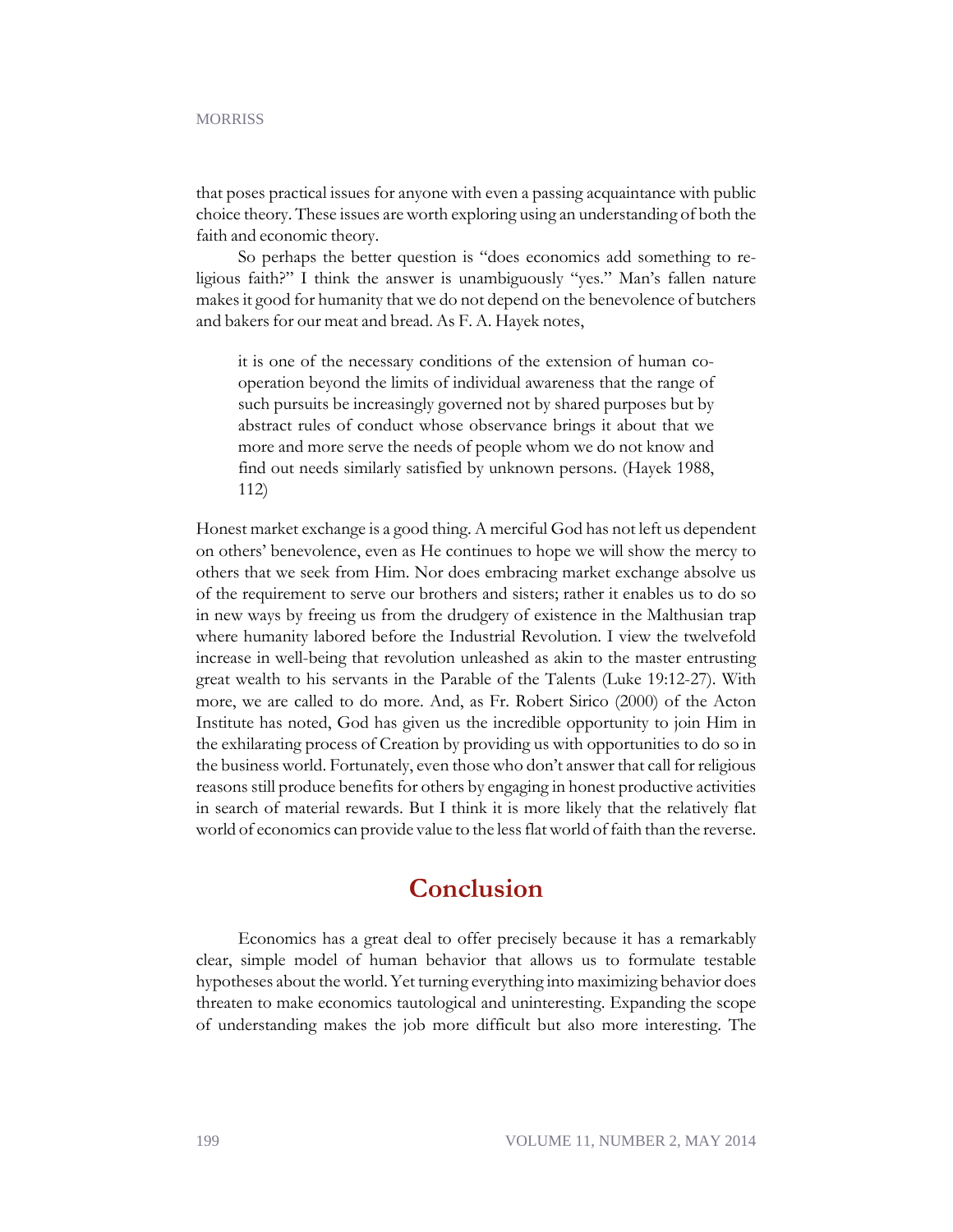that poses practical issues for anyone with even a passing acquaintance with public choice theory. These issues are worth exploring using an understanding of both the faith and economic theory.

So perhaps the better question is "does economics add something to religious faith?" I think the answer is unambiguously "yes." Man's fallen nature makes it good for humanity that we do not depend on the benevolence of butchers and bakers for our meat and bread. As F. A. Hayek notes,

> it is one of the necessary conditions of the extension of human co-operation beyond the limits of individual awareness that the range of such pursuits be increasingly governed not by shared purposes but by abstract rules of conduct whose observance brings it about that we more and more serve the needs of people whom we do not know and find out needs similarly satisfied by unknown persons. (Hayek 1988, 112)

Honest market exchange is a good thing. A merciful God has not left us dependent on others' benevolence, even as He continues to hope we will show the mercy to others that we seek from Him. Nor does embracing market exchange absolve us of the requirement to serve our brothers and sisters; rather it enables us to do so in new ways by freeing us from the drudgery of existence in the Malthusian trap where humanity labored before the Industrial Revolution. I view the twelvefold increase in well-being that revolution unleashed as akin to the master entrusting great wealth to his servants in the Parable of the Talents (Luke 19:12-27). With more, we are called to do more. And, as Fr. Robert Sirico (2000) of the Acton Institute has noted, God has given us the incredible opportunity to join Him in the exhilarating process of Creation by providing us with opportunities to do so in the business world. Fortunately, even those who don't answer that call for religious reasons still produce benefits for others by engaging in honest productive activities in search of material rewards. But I think it is more likely that the relatively flat world of economics can provide value to the less flat world of faith than the reverse.

## Conclusion

Economics has a great deal to offer precisely because it has a remarkably clear, simple model of human behavior that allows us to formulate testable hypotheses about the world. Yet turning everything into maximizing behavior does threaten to make economics tautological and uninteresting. Expanding the scope of understanding makes the job more difficult but also more interesting. The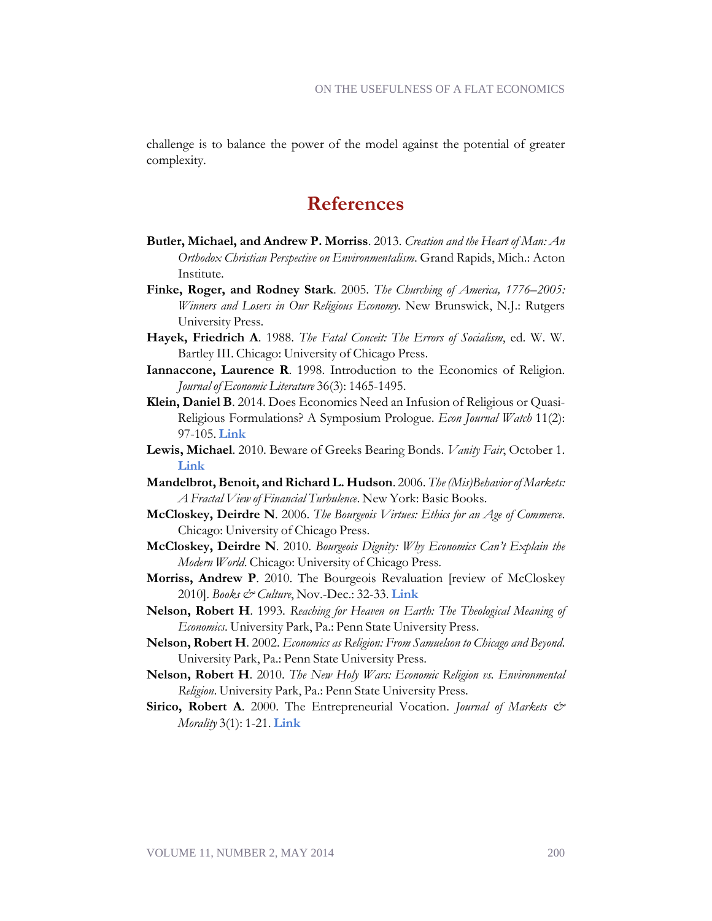challenge is to balance the power of the model against the potential of greater complexity.

## References

**Butler, Michael, and Andrew P. Morriss**. 2013. *Creation and the Heart of Man: An Orthodox Christian Perspective on Environmentalism*. Grand Rapids, Mich.: Acton Institute.

**Finke, Roger, and Rodney Stark**. 2005. *The Churching of America, 1776–2005: Winners and Losers in Our Religious Economy*. New Brunswick, N.J.: Rutgers University Press.

**Hayek, Friedrich A**. 1988. *The Fatal Conceit: The Errors of Socialism*, ed. W. W. Bartley III. Chicago: University of Chicago Press.

**Iannaccone, Laurence R**. 1998. Introduction to the Economics of Religion. *Journal of Economic Literature* 36(3): 1465-1495.

**Klein, Daniel B**. 2014. Does Economics Need an Infusion of Religious or Quasi-Religious Formulations? A Symposium Prologue. *Econ Journal Watch* 11(2): 97-105. **Link**

**Lewis, Michael**. 2010. Beware of Greeks Bearing Bonds. *Vanity Fair*, October 1. **Link**

**Mandelbrot, Benoit, and Richard L. Hudson**. 2006. *The (Mis)Behavior of Markets: A Fractal View of Financial Turbulence*. New York: Basic Books.

**McCloskey, Deirdre N**. 2006. *The Bourgeois Virtues: Ethics for an Age of Commerce*. Chicago: University of Chicago Press.

**McCloskey, Deirdre N**. 2010. *Bourgeois Dignity: Why Economics Can't Explain the Modern World*. Chicago: University of Chicago Press.

**Morriss, Andrew P**. 2010. The Bourgeois Revaluation [review of McCloskey 2010]. *Books & Culture*, Nov.-Dec.: 32-33. **Link**

**Nelson, Robert H**. 1993. *Reaching for Heaven on Earth: The Theological Meaning of Economics*. University Park, Pa.: Penn State University Press.

**Nelson, Robert H**. 2002. *Economics as Religion: From Samuelson to Chicago and Beyond*. University Park, Pa.: Penn State University Press.

**Nelson, Robert H**. 2010. *The New Holy Wars: Economic Religion vs. Environmental Religion*. University Park, Pa.: Penn State University Press.

**Sirico, Robert A**. 2000. The Entrepreneurial Vocation. *Journal of Markets & Morality* 3(1): 1-21. **Link**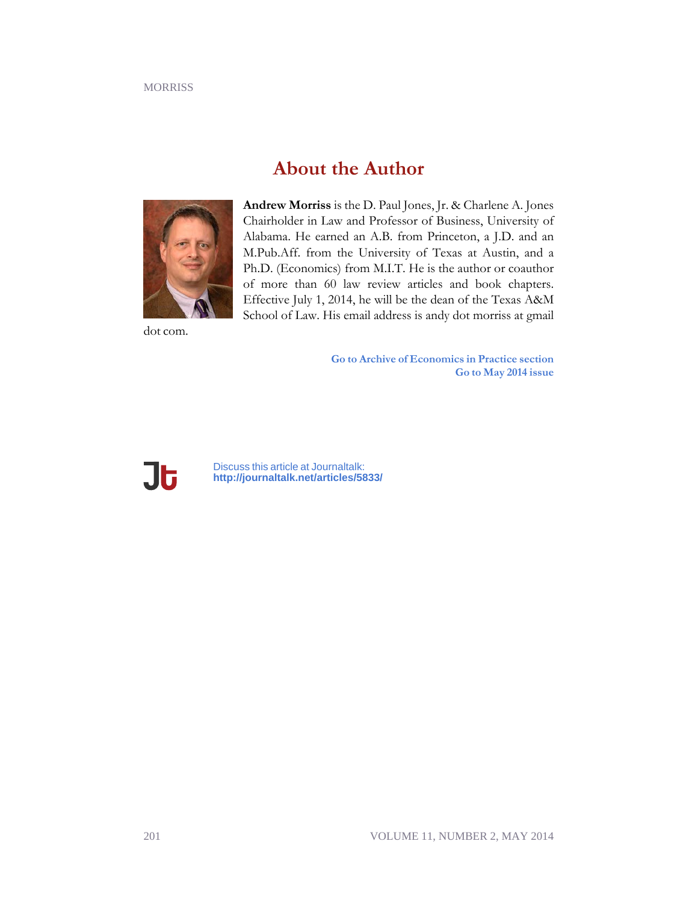## About the Author

**Andrew Morriss** is the D. Paul Jones, Jr. & Charlene A. Jones Chairholder in Law and Professor of Business, University of Alabama. He earned an A.B. from Princeton, a J.D. and an M.Pub.Aff. from the University of Texas at Austin, and a Ph.D. (Economics) from M.I.T. He is the author or coauthor of more than 60 law review articles and book chapters. Effective July 1, 2014, he will be the dean of the Texas A&M School of Law. His email address is andy dot morriss at gmail dot com.

**Go to Archive of Economics in Practice section**
**Go to May 2014 issue**

Discuss this article at Journaltalk:
**http://journaltalk.net/articles/5833/**